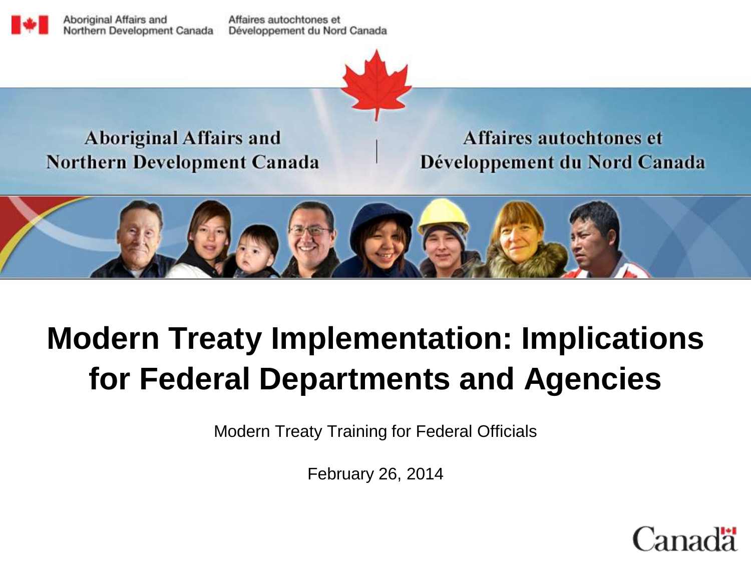Aboriginal Affairs and Northern Development Canada | Affaires autochtones et Développement du Nord Canada

# Modern Treaty Implementation: Implications for Federal Departments and Agencies

Modern Treaty Training for Federal Officials

February 26, 2014

Canada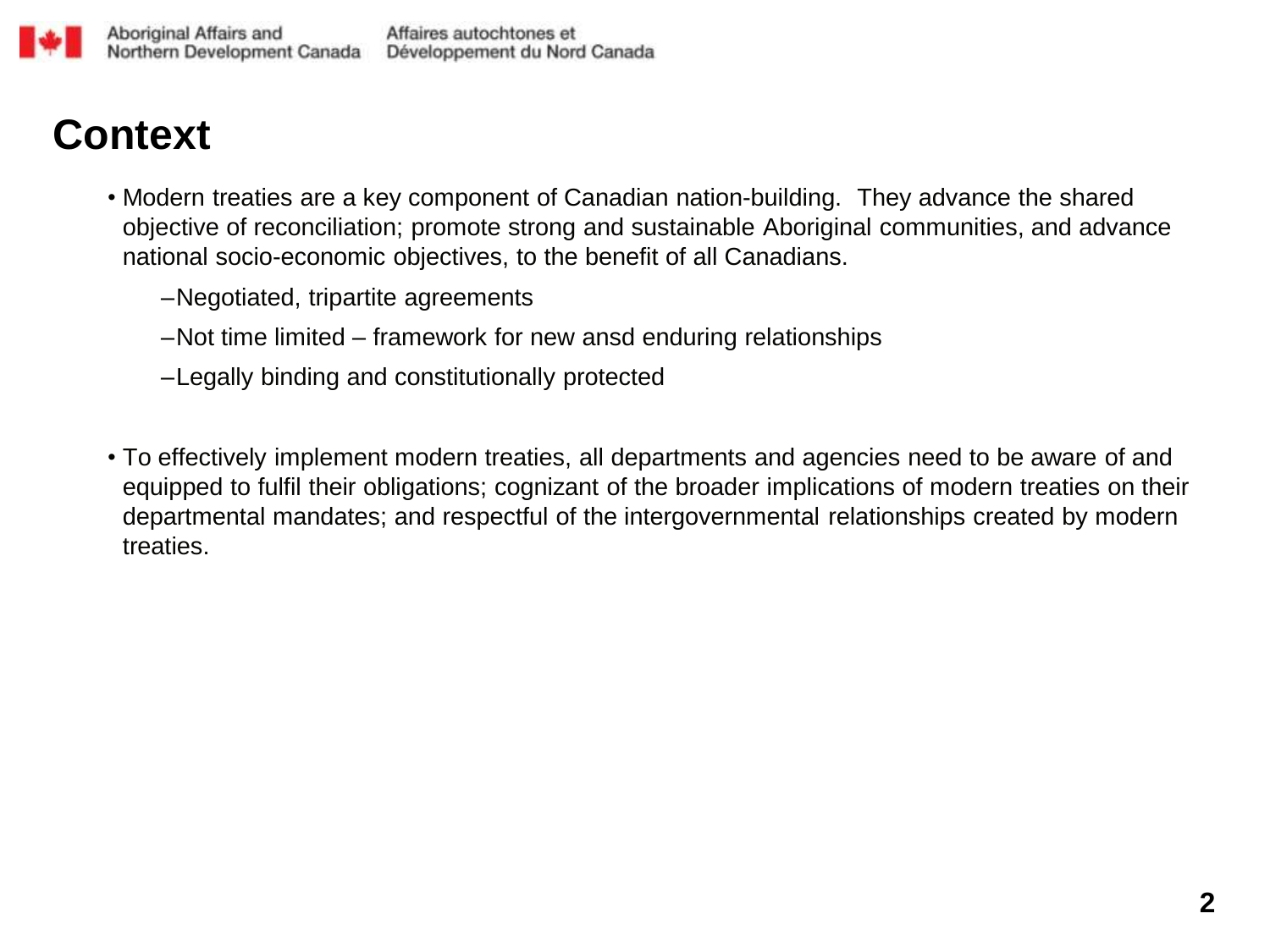# Context

- Modern treaties are a key component of Canadian nation-building. They advance the shared objective of reconciliation; promote strong and sustainable Aboriginal communities, and advance national socio-economic objectives, to the benefit of all Canadians.
  - Negotiated, tripartite agreements
  - Not time limited – framework for new ansd enduring relationships
  - Legally binding and constitutionally protected

- To effectively implement modern treaties, all departments and agencies need to be aware of and equipped to fulfil their obligations; cognizant of the broader implications of modern treaties on their departmental mandates; and respectful of the intergovernmental relationships created by modern treaties.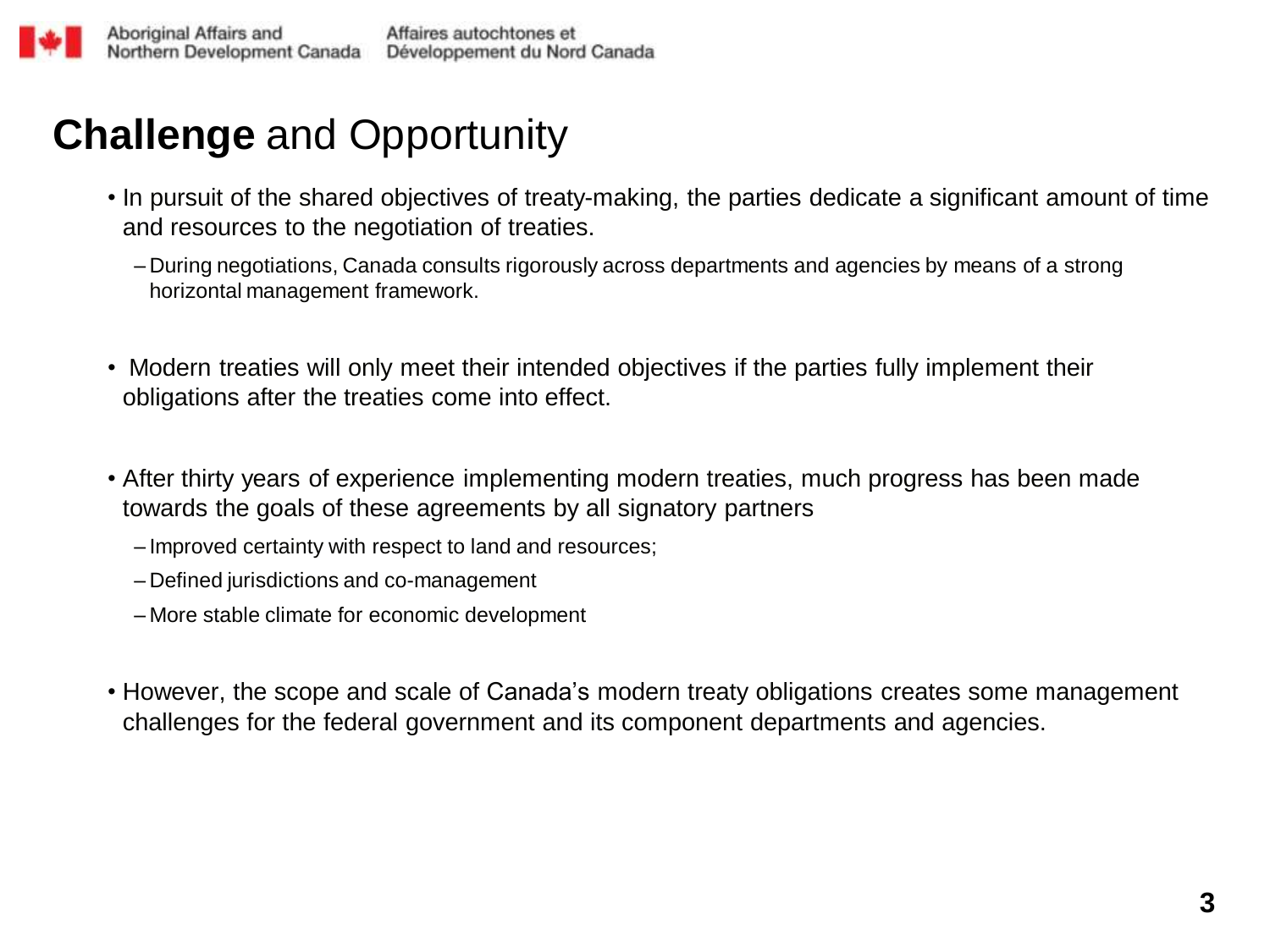# **Challenge** and Opportunity

- In pursuit of the shared objectives of treaty-making, the parties dedicate a significant amount of time and resources to the negotiation of treaties.
  - During negotiations, Canada consults rigorously across departments and agencies by means of a strong horizontal management framework.

- Modern treaties will only meet their intended objectives if the parties fully implement their obligations after the treaties come into effect.

- After thirty years of experience implementing modern treaties, much progress has been made towards the goals of these agreements by all signatory partners
  - Improved certainty with respect to land and resources;
  - Defined jurisdictions and co-management
  - More stable climate for economic development

- However, the scope and scale of Canada's modern treaty obligations creates some management challenges for the federal government and its component departments and agencies.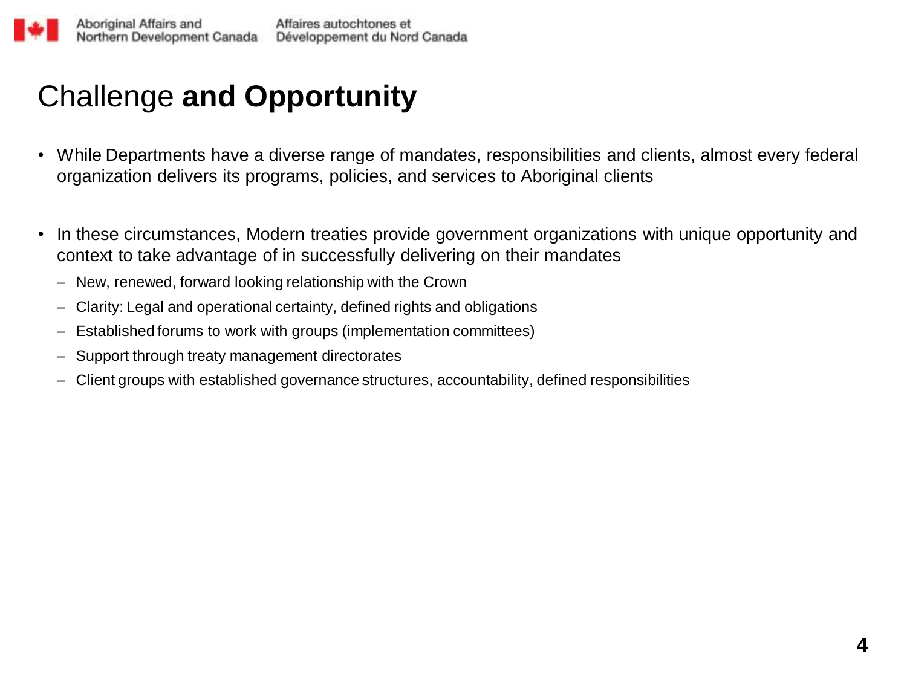# Challenge **and Opportunity**

- While Departments have a diverse range of mandates, responsibilities and clients, almost every federal organization delivers its programs, policies, and services to Aboriginal clients

- In these circumstances, Modern treaties provide government organizations with unique opportunity and context to take advantage of in successfully delivering on their mandates
  - New, renewed, forward looking relationship with the Crown
  - Clarity: Legal and operational certainty, defined rights and obligations
  - Established forums to work with groups (implementation committees)
  - Support through treaty management directorates
  - Client groups with established governance structures, accountability, defined responsibilities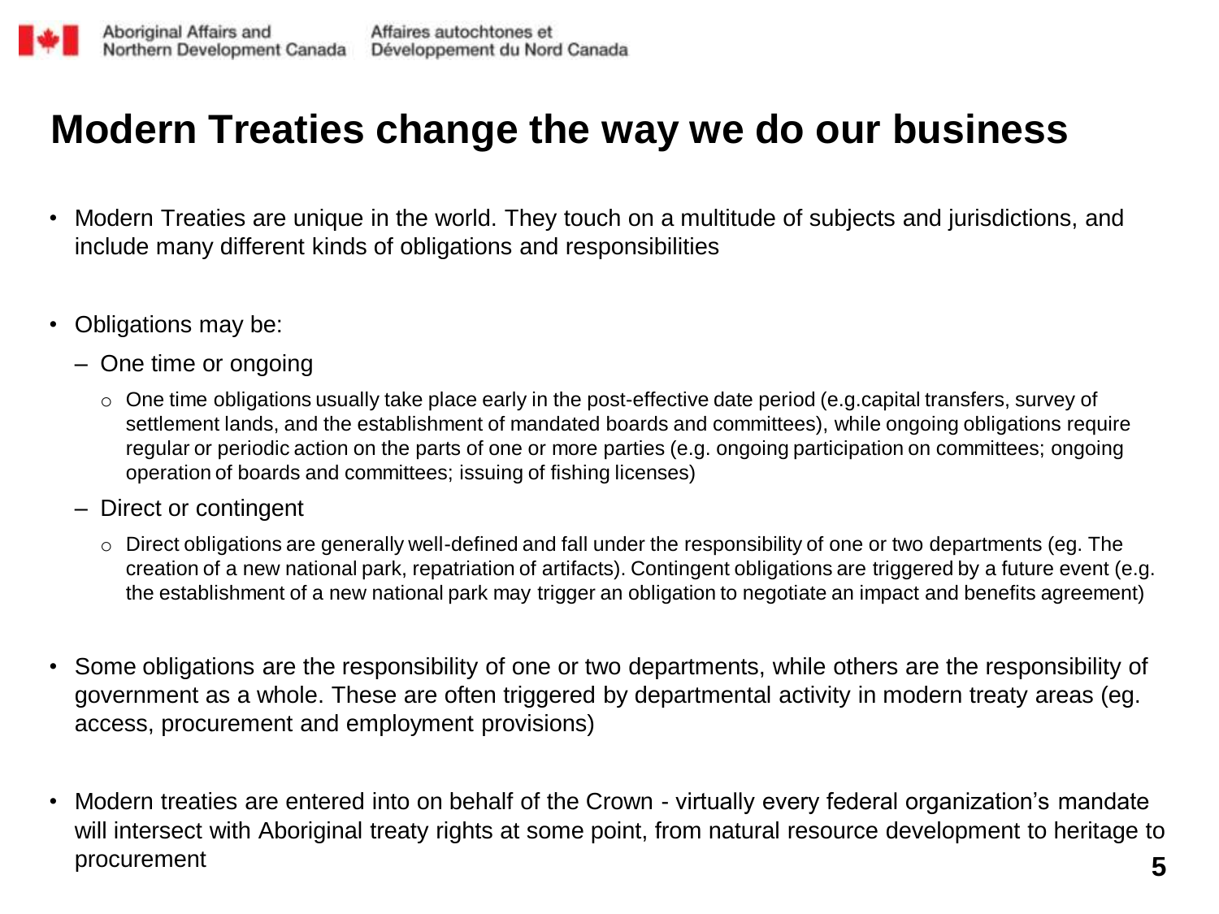# Modern Treaties change the way we do our business

- Modern Treaties are unique in the world. They touch on a multitude of subjects and jurisdictions, and include many different kinds of obligations and responsibilities

- Obligations may be:
  - One time or ongoing
    - One time obligations usually take place early in the post-effective date period (e.g.capital transfers, survey of settlement lands, and the establishment of mandated boards and committees), while ongoing obligations require regular or periodic action on the parts of one or more parties (e.g. ongoing participation on committees; ongoing operation of boards and committees; issuing of fishing licenses)
  - Direct or contingent
    - Direct obligations are generally well-defined and fall under the responsibility of one or two departments (eg. The creation of a new national park, repatriation of artifacts). Contingent obligations are triggered by a future event (e.g. the establishment of a new national park may trigger an obligation to negotiate an impact and benefits agreement)

- Some obligations are the responsibility of one or two departments, while others are the responsibility of government as a whole. These are often triggered by departmental activity in modern treaty areas (eg. access, procurement and employment provisions)

- Modern treaties are entered into on behalf of the Crown - virtually every federal organization's mandate will intersect with Aboriginal treaty rights at some point, from natural resource development to heritage to procurement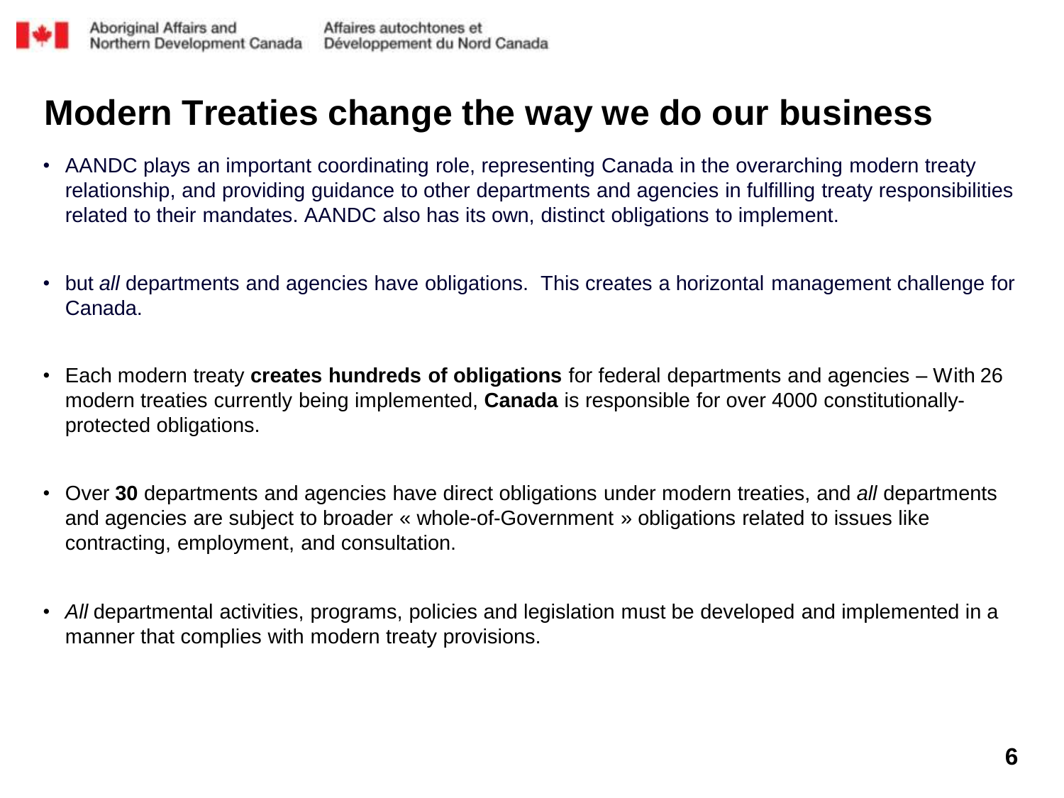# Modern Treaties change the way we do our business

- AANDC plays an important coordinating role, representing Canada in the overarching modern treaty relationship, and providing guidance to other departments and agencies in fulfilling treaty responsibilities related to their mandates. AANDC also has its own, distinct obligations to implement.

- but *all* departments and agencies have obligations. This creates a horizontal management challenge for Canada.

- Each modern treaty **creates hundreds of obligations** for federal departments and agencies – With 26 modern treaties currently being implemented, **Canada** is responsible for over 4000 constitutionally-protected obligations.

- Over **30** departments and agencies have direct obligations under modern treaties, and *all* departments and agencies are subject to broader « whole-of-Government » obligations related to issues like contracting, employment, and consultation.

- *All* departmental activities, programs, policies and legislation must be developed and implemented in a manner that complies with modern treaty provisions.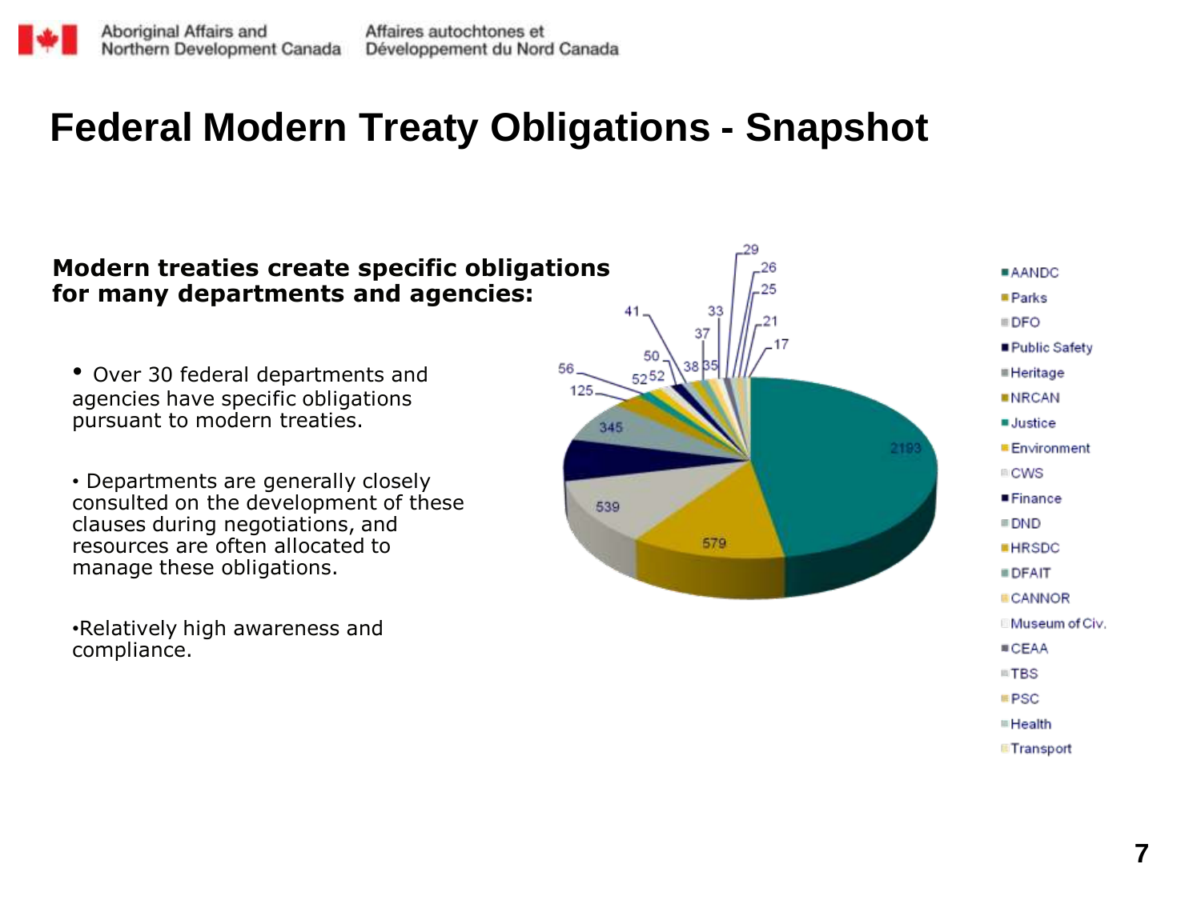# Federal Modern Treaty Obligations - Snapshot

**Modern treaties create specific obligations for many departments and agencies:**

- Over 30 federal departments and agencies have specific obligations pursuant to modern treaties.
- Departments are generally closely consulted on the development of these clauses during negotiations, and resources are often allocated to manage these obligations.
- Relatively high awareness and compliance.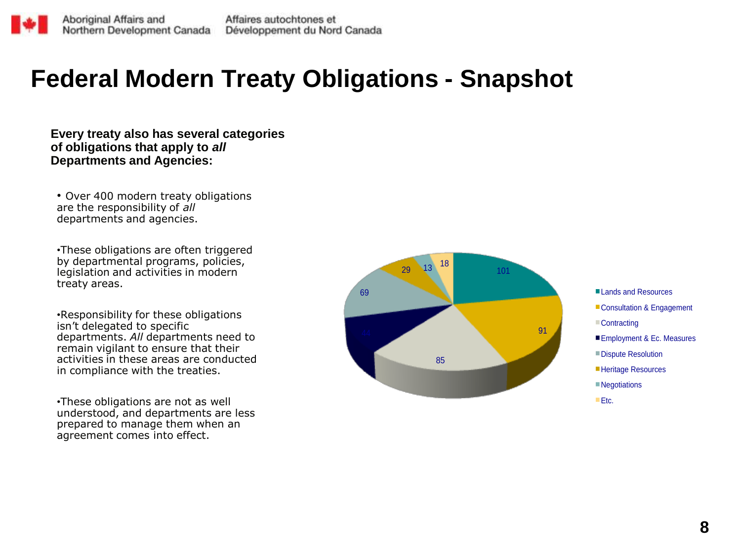# Federal Modern Treaty Obligations - Snapshot

**Every treaty also has several categories of obligations that apply to *all* Departments and Agencies:**

- Over 400 modern treaty obligations are the responsibility of *all* departments and agencies.
- These obligations are often triggered by departmental programs, policies, legislation and activities in modern treaty areas.
- Responsibility for these obligations isn't delegated to specific departments. *All* departments need to remain vigilant to ensure that their activities in these areas are conducted in compliance with the treaties.
- These obligations are not as well understood, and departments are less prepared to manage them when an agreement comes into effect.

| Category | Obligations |
|---|---|
| Lands and Resources | 101 |
| Consultation & Engagement | 91 |
| Contracting | 85 |
| Employment & Ec. Measures | 44 |
| Dispute Resolution | 69 |
| Heritage Resources | 29 |
| Negotiations | 13 |
| Etc. | 18 |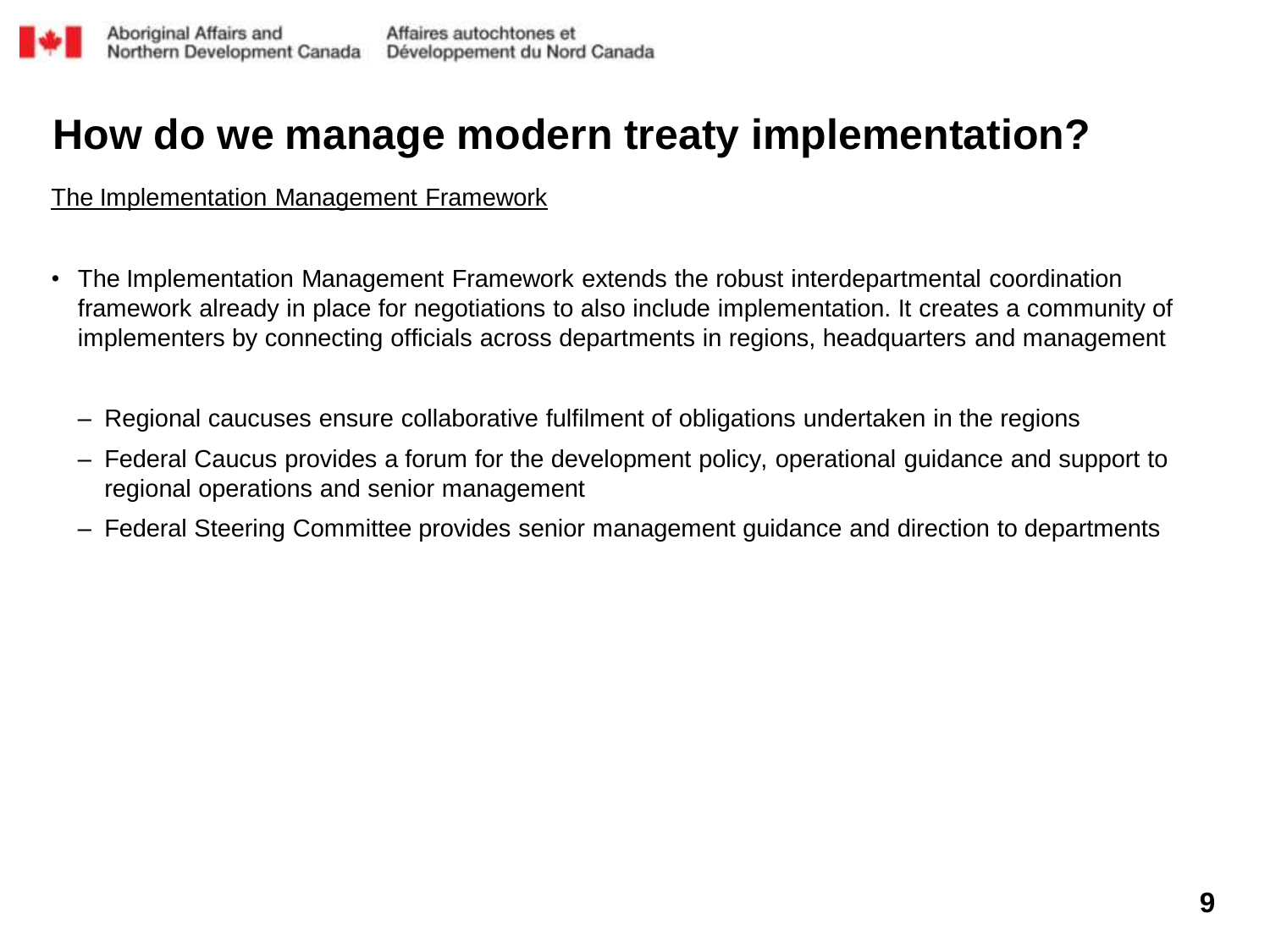# How do we manage modern treaty implementation?

<u>The Implementation Management Framework</u>

- The Implementation Management Framework extends the robust interdepartmental coordination framework already in place for negotiations to also include implementation. It creates a community of implementers by connecting officials across departments in regions, headquarters and management
  - Regional caucuses ensure collaborative fulfilment of obligations undertaken in the regions
  - Federal Caucus provides a forum for the development policy, operational guidance and support to regional operations and senior management
  - Federal Steering Committee provides senior management guidance and direction to departments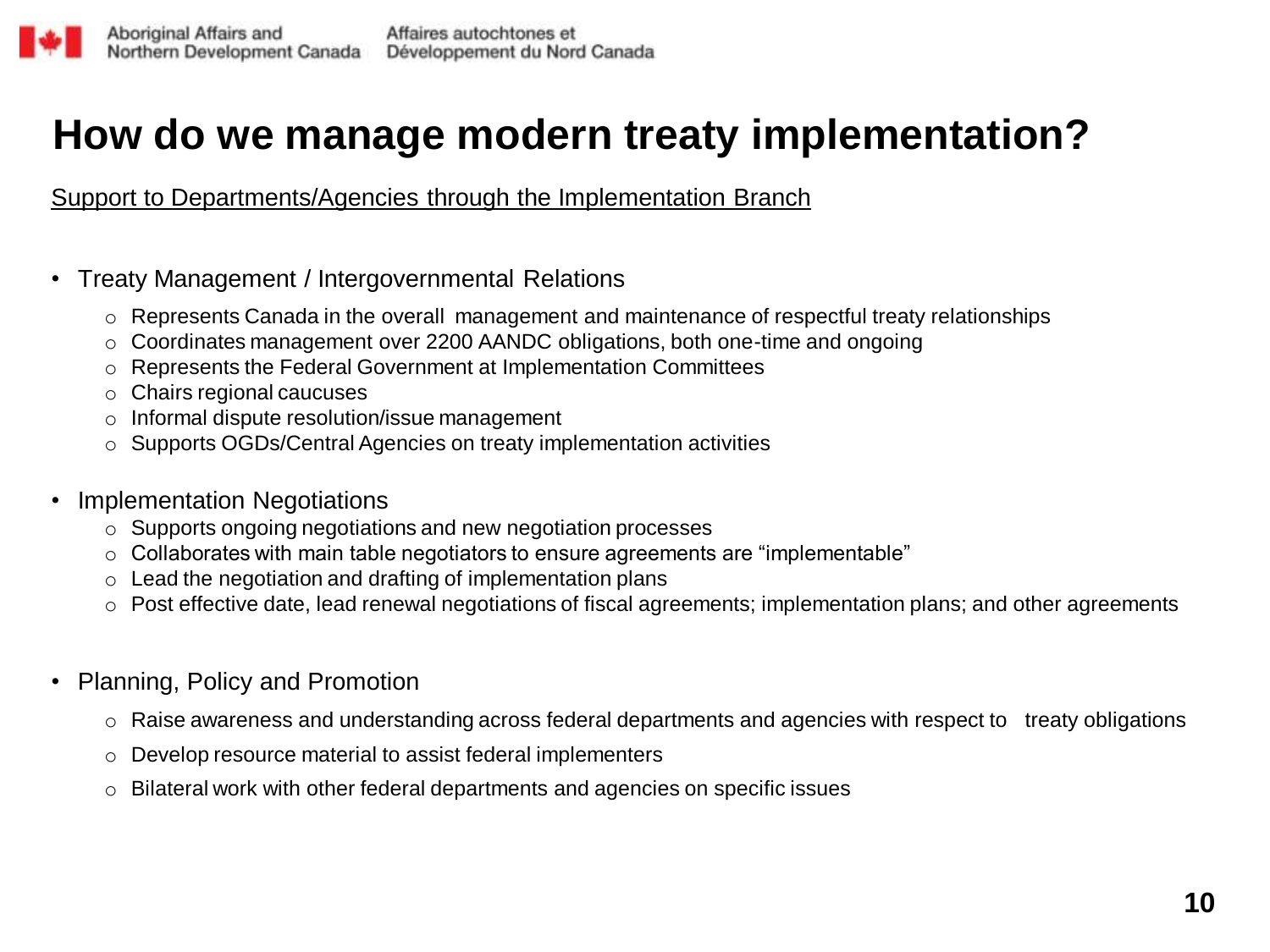# How do we manage modern treaty implementation?

Support to Departments/Agencies through the Implementation Branch

- Treaty Management / Intergovernmental Relations
  - Represents Canada in the overall management and maintenance of respectful treaty relationships
  - Coordinates management over 2200 AANDC obligations, both one-time and ongoing
  - Represents the Federal Government at Implementation Committees
  - Chairs regional caucuses
  - Informal dispute resolution/issue management
  - Supports OGDs/Central Agencies on treaty implementation activities

- Implementation Negotiations
  - Supports ongoing negotiations and new negotiation processes
  - Collaborates with main table negotiators to ensure agreements are "implementable"
  - Lead the negotiation and drafting of implementation plans
  - Post effective date, lead renewal negotiations of fiscal agreements; implementation plans; and other agreements

- Planning, Policy and Promotion
  - Raise awareness and understanding across federal departments and agencies with respect to treaty obligations
  - Develop resource material to assist federal implementers
  - Bilateral work with other federal departments and agencies on specific issues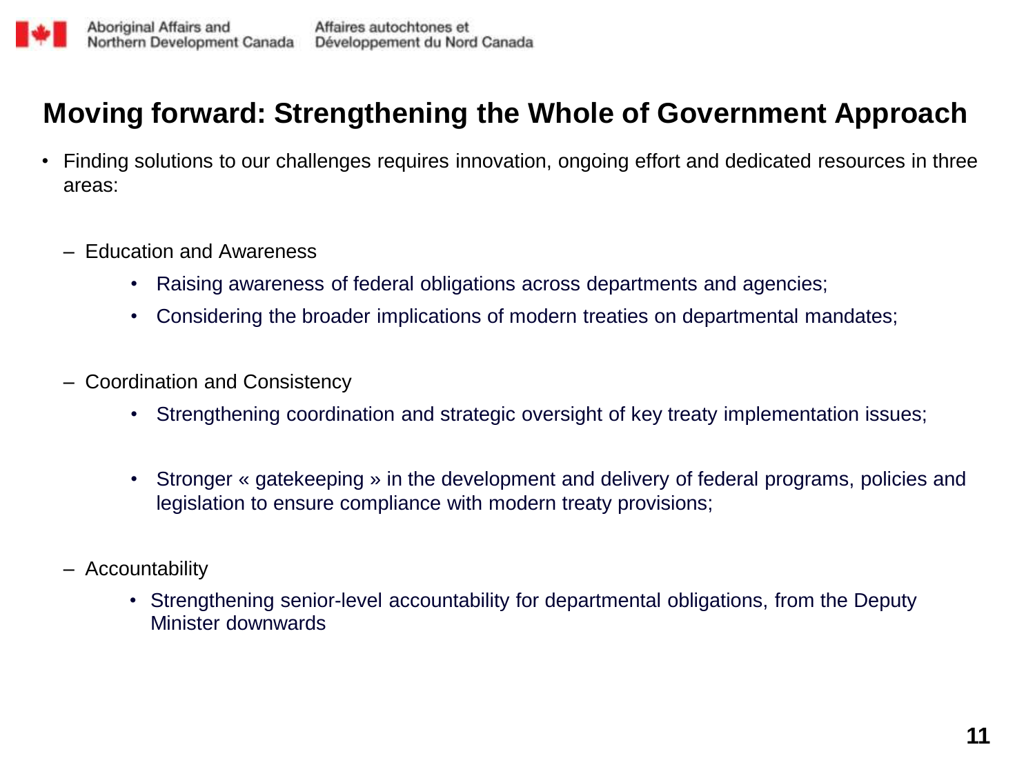# Moving forward: Strengthening the Whole of Government Approach

- Finding solutions to our challenges requires innovation, ongoing effort and dedicated resources in three areas:
  - Education and Awareness
    - Raising awareness of federal obligations across departments and agencies;
    - Considering the broader implications of modern treaties on departmental mandates;
  - Coordination and Consistency
    - Strengthening coordination and strategic oversight of key treaty implementation issues;
    - Stronger « gatekeeping » in the development and delivery of federal programs, policies and legislation to ensure compliance with modern treaty provisions;
  - Accountability
    - Strengthening senior-level accountability for departmental obligations, from the Deputy Minister downwards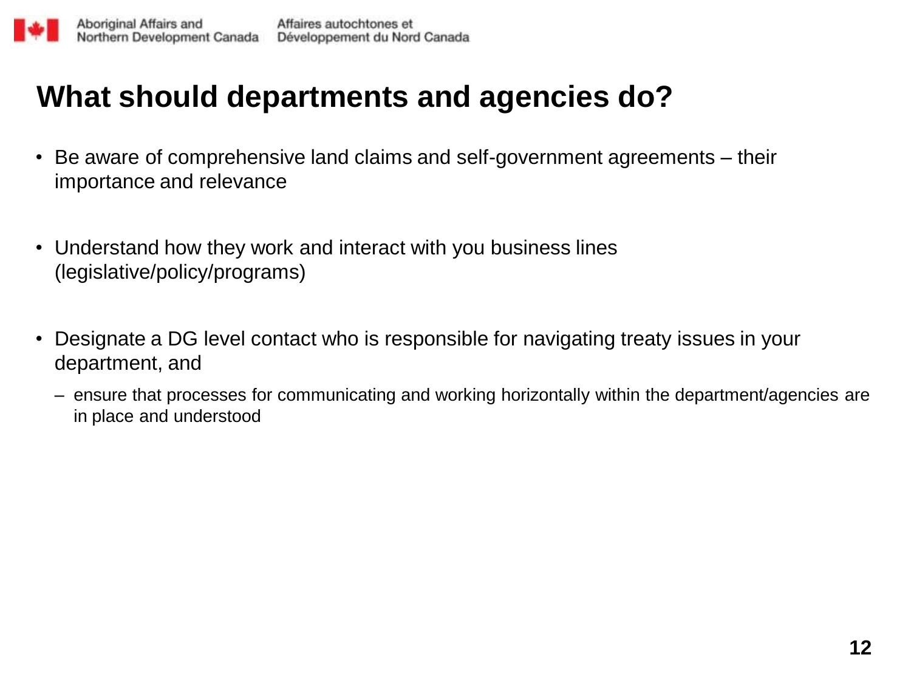# What should departments and agencies do?

- Be aware of comprehensive land claims and self-government agreements – their importance and relevance

- Understand how they work and interact with you business lines (legislative/policy/programs)

- Designate a DG level contact who is responsible for navigating treaty issues in your department, and
  - ensure that processes for communicating and working horizontally within the department/agencies are in place and understood